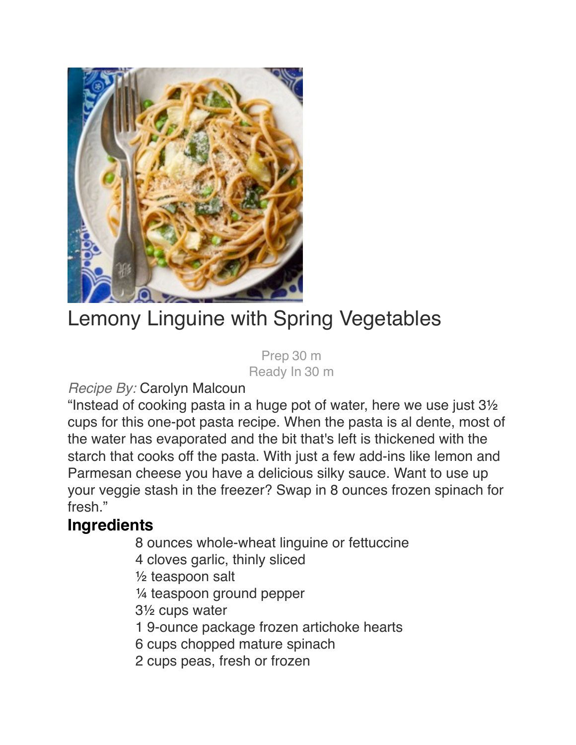# Lemony Linguine with Spring Vegetables

Prep 30 m
Ready In 30 m

*Recipe By:* Carolyn Malcoun

"Instead of cooking pasta in a huge pot of water, here we use just 3½ cups for this one-pot pasta recipe. When the pasta is al dente, most of the water has evaporated and the bit that's left is thickened with the starch that cooks off the pasta. With just a few add-ins like lemon and Parmesan cheese you have a delicious silky sauce. Want to use up your veggie stash in the freezer? Swap in 8 ounces frozen spinach for fresh."

## Ingredients

- 8 ounces whole-wheat linguine or fettuccine
- 4 cloves garlic, thinly sliced
- ½ teaspoon salt
- ¼ teaspoon ground pepper
- 3½ cups water
- 1 9-ounce package frozen artichoke hearts
- 6 cups chopped mature spinach
- 2 cups peas, fresh or frozen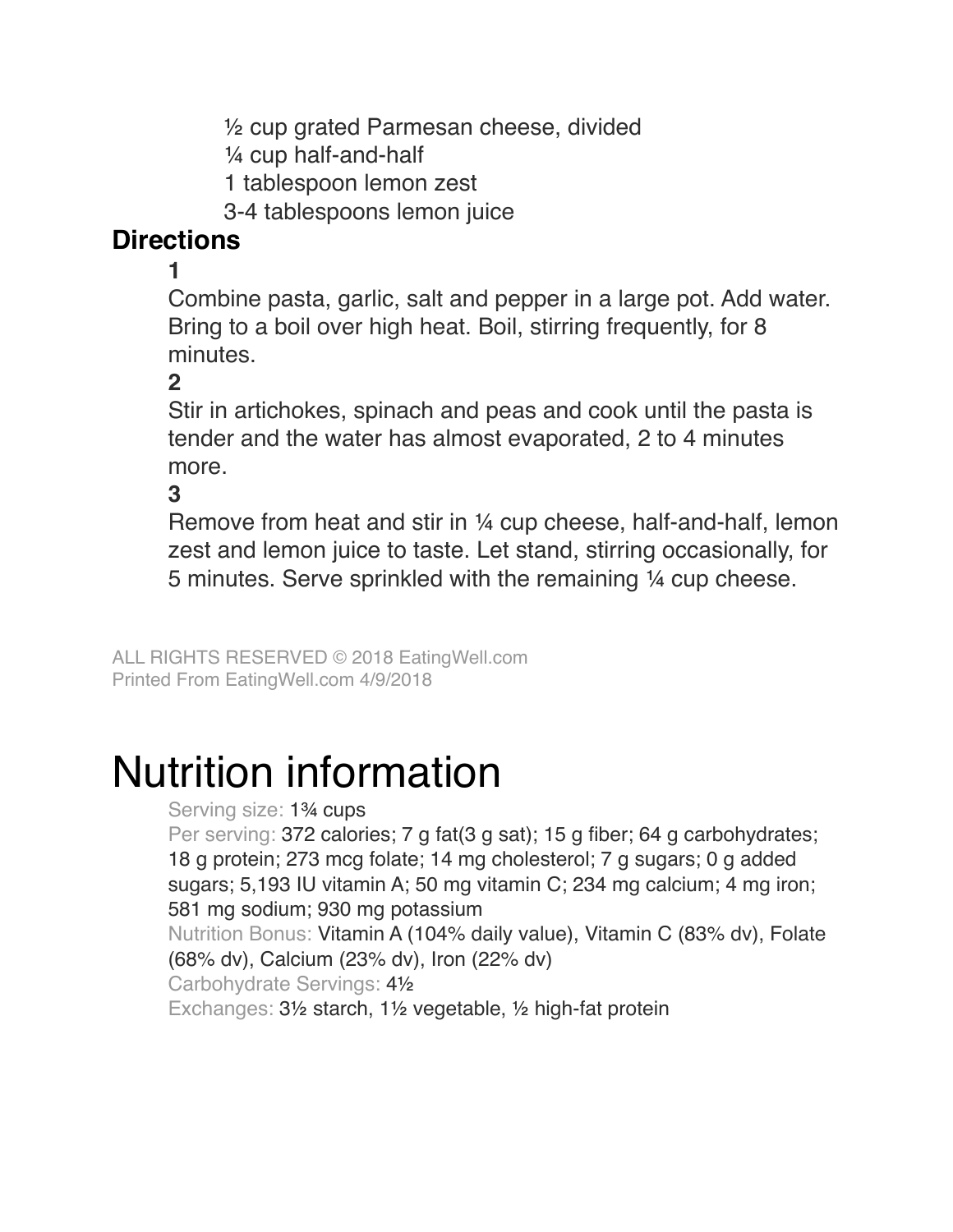- ½ cup grated Parmesan cheese, divided
- ¼ cup half-and-half
- 1 tablespoon lemon zest
- 3-4 tablespoons lemon juice

## Directions

**1**

Combine pasta, garlic, salt and pepper in a large pot. Add water. Bring to a boil over high heat. Boil, stirring frequently, for 8 minutes.

**2**

Stir in artichokes, spinach and peas and cook until the pasta is tender and the water has almost evaporated, 2 to 4 minutes more.

**3**

Remove from heat and stir in ¼ cup cheese, half-and-half, lemon zest and lemon juice to taste. Let stand, stirring occasionally, for 5 minutes. Serve sprinkled with the remaining ¼ cup cheese.

ALL RIGHTS RESERVED © 2018 EatingWell.com
Printed From EatingWell.com 4/9/2018

# Nutrition information

Serving size: 1¾ cups

Per serving: 372 calories; 7 g fat(3 g sat); 15 g fiber; 64 g carbohydrates; 18 g protein; 273 mcg folate; 14 mg cholesterol; 7 g sugars; 0 g added sugars; 5,193 IU vitamin A; 50 mg vitamin C; 234 mg calcium; 4 mg iron; 581 mg sodium; 930 mg potassium

Nutrition Bonus: Vitamin A (104% daily value), Vitamin C (83% dv), Folate (68% dv), Calcium (23% dv), Iron (22% dv)

Carbohydrate Servings: 4½

Exchanges: 3½ starch, 1½ vegetable, ½ high-fat protein